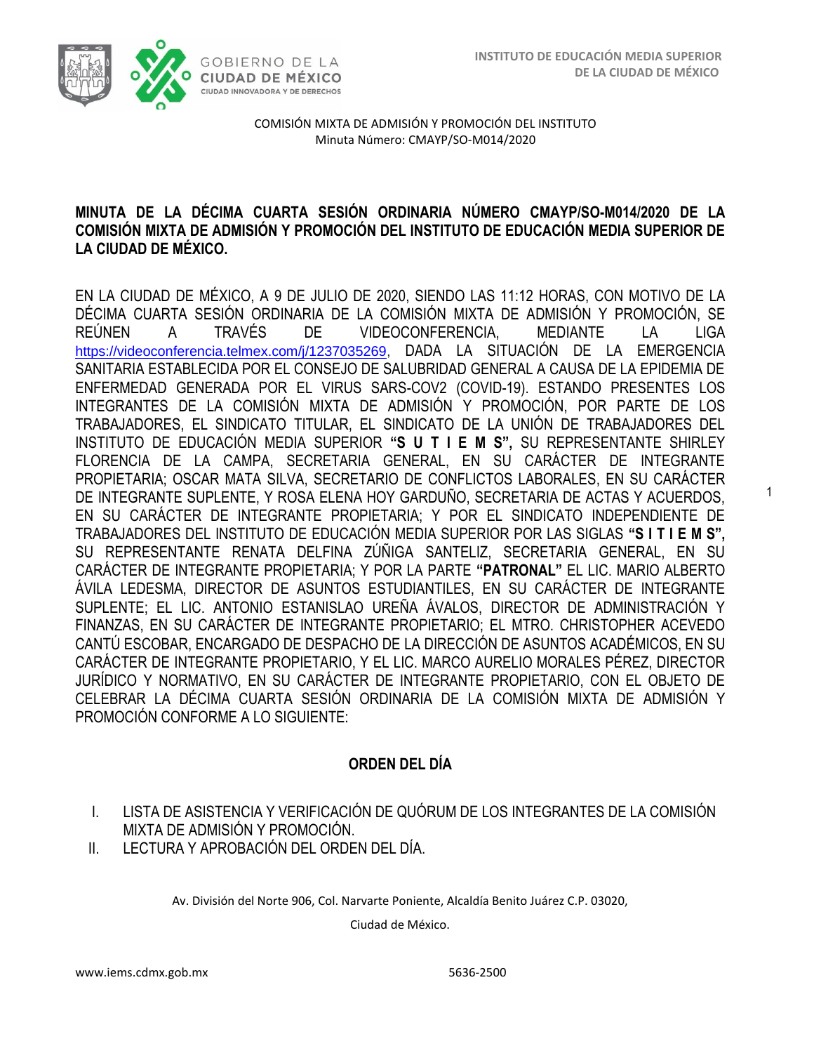COMISIÓN MIXTA DE ADMISIÓN Y PROMOCIÓN DEL INSTITUTO
Minuta Número: CMAYP/SO-M014/2020

**MINUTA DE LA DÉCIMA CUARTA SESIÓN ORDINARIA NÚMERO CMAYP/SO-M014/2020 DE LA COMISIÓN MIXTA DE ADMISIÓN Y PROMOCIÓN DEL INSTITUTO DE EDUCACIÓN MEDIA SUPERIOR DE LA CIUDAD DE MÉXICO.**

EN LA CIUDAD DE MÉXICO, A 9 DE JULIO DE 2020, SIENDO LAS 11:12 HORAS, CON MOTIVO DE LA DÉCIMA CUARTA SESIÓN ORDINARIA DE LA COMISIÓN MIXTA DE ADMISIÓN Y PROMOCIÓN, SE REÚNEN A TRAVÉS DE VIDEOCONFERENCIA, MEDIANTE LA LIGA https://videoconferencia.telmex.com/j/1237035269, DADA LA SITUACIÓN DE LA EMERGENCIA SANITARIA ESTABLECIDA POR EL CONSEJO DE SALUBRIDAD GENERAL A CAUSA DE LA EPIDEMIA DE ENFERMEDAD GENERADA POR EL VIRUS SARS-COV2 (COVID-19). ESTANDO PRESENTES LOS INTEGRANTES DE LA COMISIÓN MIXTA DE ADMISIÓN Y PROMOCIÓN, POR PARTE DE LOS TRABAJADORES, EL SINDICATO TITULAR, EL SINDICATO DE LA UNIÓN DE TRABAJADORES DEL INSTITUTO DE EDUCACIÓN MEDIA SUPERIOR **"S U T I E M S",** SU REPRESENTANTE SHIRLEY FLORENCIA DE LA CAMPA, SECRETARIA GENERAL, EN SU CARÁCTER DE INTEGRANTE PROPIETARIA; OSCAR MATA SILVA, SECRETARIO DE CONFLICTOS LABORALES, EN SU CARÁCTER DE INTEGRANTE SUPLENTE, Y ROSA ELENA HOY GARDUÑO, SECRETARIA DE ACTAS Y ACUERDOS, EN SU CARÁCTER DE INTEGRANTE PROPIETARIA; Y POR EL SINDICATO INDEPENDIENTE DE TRABAJADORES DEL INSTITUTO DE EDUCACIÓN MEDIA SUPERIOR POR LAS SIGLAS **"S I T I E M S",** SU REPRESENTANTE RENATA DELFINA ZÚÑIGA SANTELIZ, SECRETARIA GENERAL, EN SU CARÁCTER DE INTEGRANTE PROPIETARIA; Y POR LA PARTE **"PATRONAL"** EL LIC. MARIO ALBERTO ÁVILA LEDESMA, DIRECTOR DE ASUNTOS ESTUDIANTILES, EN SU CARÁCTER DE INTEGRANTE SUPLENTE; EL LIC. ANTONIO ESTANISLAO UREÑA ÁVALOS, DIRECTOR DE ADMINISTRACIÓN Y FINANZAS, EN SU CARÁCTER DE INTEGRANTE PROPIETARIO; EL MTRO. CHRISTOPHER ACEVEDO CANTÚ ESCOBAR, ENCARGADO DE DESPACHO DE LA DIRECCIÓN DE ASUNTOS ACADÉMICOS, EN SU CARÁCTER DE INTEGRANTE PROPIETARIO, Y EL LIC. MARCO AURELIO MORALES PÉREZ, DIRECTOR JURÍDICO Y NORMATIVO, EN SU CARÁCTER DE INTEGRANTE PROPIETARIO, CON EL OBJETO DE CELEBRAR LA DÉCIMA CUARTA SESIÓN ORDINARIA DE LA COMISIÓN MIXTA DE ADMISIÓN Y PROMOCIÓN CONFORME A LO SIGUIENTE:

## ORDEN DEL DÍA

I. LISTA DE ASISTENCIA Y VERIFICACIÓN DE QUÓRUM DE LOS INTEGRANTES DE LA COMISIÓN MIXTA DE ADMISIÓN Y PROMOCIÓN.
II. LECTURA Y APROBACIÓN DEL ORDEN DEL DÍA.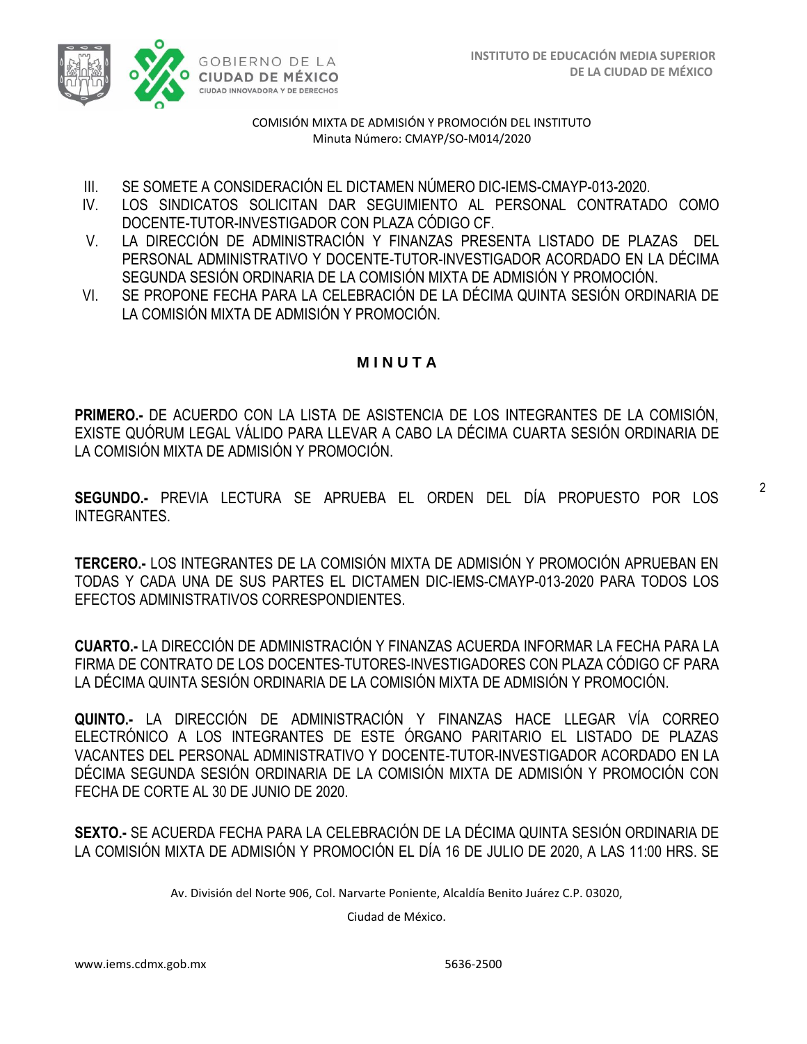COMISIÓN MIXTA DE ADMISIÓN Y PROMOCIÓN DEL INSTITUTO
Minuta Número: CMAYP/SO-M014/2020

III. SE SOMETE A CONSIDERACIÓN EL DICTAMEN NÚMERO DIC-IEMS-CMAYP-013-2020.
IV. LOS SINDICATOS SOLICITAN DAR SEGUIMIENTO AL PERSONAL CONTRATADO COMO DOCENTE-TUTOR-INVESTIGADOR CON PLAZA CÓDIGO CF.
V. LA DIRECCIÓN DE ADMINISTRACIÓN Y FINANZAS PRESENTA LISTADO DE PLAZAS DEL PERSONAL ADMINISTRATIVO Y DOCENTE-TUTOR-INVESTIGADOR ACORDADO EN LA DÉCIMA SEGUNDA SESIÓN ORDINARIA DE LA COMISIÓN MIXTA DE ADMISIÓN Y PROMOCIÓN.
VI. SE PROPONE FECHA PARA LA CELEBRACIÓN DE LA DÉCIMA QUINTA SESIÓN ORDINARIA DE LA COMISIÓN MIXTA DE ADMISIÓN Y PROMOCIÓN.

## M I N U T A

**PRIMERO.-** DE ACUERDO CON LA LISTA DE ASISTENCIA DE LOS INTEGRANTES DE LA COMISIÓN, EXISTE QUÓRUM LEGAL VÁLIDO PARA LLEVAR A CABO LA DÉCIMA CUARTA SESIÓN ORDINARIA DE LA COMISIÓN MIXTA DE ADMISIÓN Y PROMOCIÓN.

**SEGUNDO.-** PREVIA LECTURA SE APRUEBA EL ORDEN DEL DÍA PROPUESTO POR LOS INTEGRANTES.

**TERCERO.-** LOS INTEGRANTES DE LA COMISIÓN MIXTA DE ADMISIÓN Y PROMOCIÓN APRUEBAN EN TODAS Y CADA UNA DE SUS PARTES EL DICTAMEN DIC-IEMS-CMAYP-013-2020 PARA TODOS LOS EFECTOS ADMINISTRATIVOS CORRESPONDIENTES.

**CUARTO.-** LA DIRECCIÓN DE ADMINISTRACIÓN Y FINANZAS ACUERDA INFORMAR LA FECHA PARA LA FIRMA DE CONTRATO DE LOS DOCENTES-TUTORES-INVESTIGADORES CON PLAZA CÓDIGO CF PARA LA DÉCIMA QUINTA SESIÓN ORDINARIA DE LA COMISIÓN MIXTA DE ADMISIÓN Y PROMOCIÓN.

**QUINTO.-** LA DIRECCIÓN DE ADMINISTRACIÓN Y FINANZAS HACE LLEGAR VÍA CORREO ELECTRÓNICO A LOS INTEGRANTES DE ESTE ÓRGANO PARITARIO EL LISTADO DE PLAZAS VACANTES DEL PERSONAL ADMINISTRATIVO Y DOCENTE-TUTOR-INVESTIGADOR ACORDADO EN LA DÉCIMA SEGUNDA SESIÓN ORDINARIA DE LA COMISIÓN MIXTA DE ADMISIÓN Y PROMOCIÓN CON FECHA DE CORTE AL 30 DE JUNIO DE 2020.

**SEXTO.-** SE ACUERDA FECHA PARA LA CELEBRACIÓN DE LA DÉCIMA QUINTA SESIÓN ORDINARIA DE LA COMISIÓN MIXTA DE ADMISIÓN Y PROMOCIÓN EL DÍA 16 DE JULIO DE 2020, A LAS 11:00 HRS. SE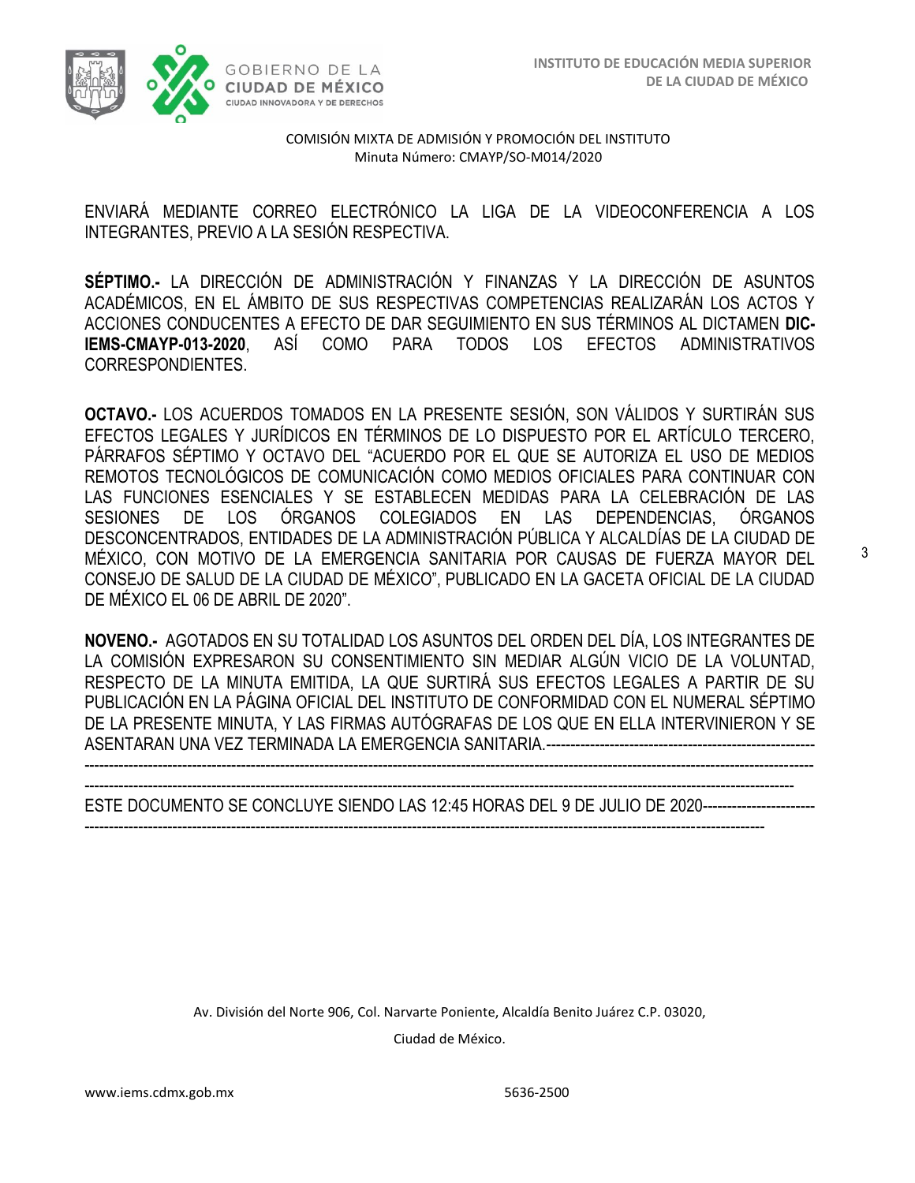ENVIARÁ MEDIANTE CORREO ELECTRÓNICO LA LIGA DE LA VIDEOCONFERENCIA A LOS INTEGRANTES, PREVIO A LA SESIÓN RESPECTIVA.

**SÉPTIMO.-** LA DIRECCIÓN DE ADMINISTRACIÓN Y FINANZAS Y LA DIRECCIÓN DE ASUNTOS ACADÉMICOS, EN EL ÁMBITO DE SUS RESPECTIVAS COMPETENCIAS REALIZARÁN LOS ACTOS Y ACCIONES CONDUCENTES A EFECTO DE DAR SEGUIMIENTO EN SUS TÉRMINOS AL DICTAMEN **DIC-IEMS-CMAYP-013-2020**, ASÍ COMO PARA TODOS LOS EFECTOS ADMINISTRATIVOS CORRESPONDIENTES.

**OCTAVO.-** LOS ACUERDOS TOMADOS EN LA PRESENTE SESIÓN, SON VÁLIDOS Y SURTIRÁN SUS EFECTOS LEGALES Y JURÍDICOS EN TÉRMINOS DE LO DISPUESTO POR EL ARTÍCULO TERCERO, PÁRRAFOS SÉPTIMO Y OCTAVO DEL "ACUERDO POR EL QUE SE AUTORIZA EL USO DE MEDIOS REMOTOS TECNOLÓGICOS DE COMUNICACIÓN COMO MEDIOS OFICIALES PARA CONTINUAR CON LAS FUNCIONES ESENCIALES Y SE ESTABLECEN MEDIDAS PARA LA CELEBRACIÓN DE LAS SESIONES DE LOS ÓRGANOS COLEGIADOS EN LAS DEPENDENCIAS, ÓRGANOS DESCONCENTRADOS, ENTIDADES DE LA ADMINISTRACIÓN PÚBLICA Y ALCALDÍAS DE LA CIUDAD DE MÉXICO, CON MOTIVO DE LA EMERGENCIA SANITARIA POR CAUSAS DE FUERZA MAYOR DEL CONSEJO DE SALUD DE LA CIUDAD DE MÉXICO", PUBLICADO EN LA GACETA OFICIAL DE LA CIUDAD DE MÉXICO EL 06 DE ABRIL DE 2020".

**NOVENO.-** AGOTADOS EN SU TOTALIDAD LOS ASUNTOS DEL ORDEN DEL DÍA, LOS INTEGRANTES DE LA COMISIÓN EXPRESARON SU CONSENTIMIENTO SIN MEDIAR ALGÚN VICIO DE LA VOLUNTAD, RESPECTO DE LA MINUTA EMITIDA, LA QUE SURTIRÁ SUS EFECTOS LEGALES A PARTIR DE SU PUBLICACIÓN EN LA PÁGINA OFICIAL DEL INSTITUTO DE CONFORMIDAD CON EL NUMERAL SÉPTIMO DE LA PRESENTE MINUTA, Y LAS FIRMAS AUTÓGRAFAS DE LOS QUE EN ELLA INTERVINIERON Y SE ASENTARAN UNA VEZ TERMINADA LA EMERGENCIA SANITARIA.------------------------------------------------------------------------------------------------------------------------------------------------------------------------------------------------------------------------------------------------------------------------------------------------------------------------------------------------------------------------------------------------------------------------------------

ESTE DOCUMENTO SE CONCLUYE SIENDO LAS 12:45 HORAS DEL 9 DE JULIO DE 2020---------------------------------------------------------------------------------------------------------------------------------------------------------------------------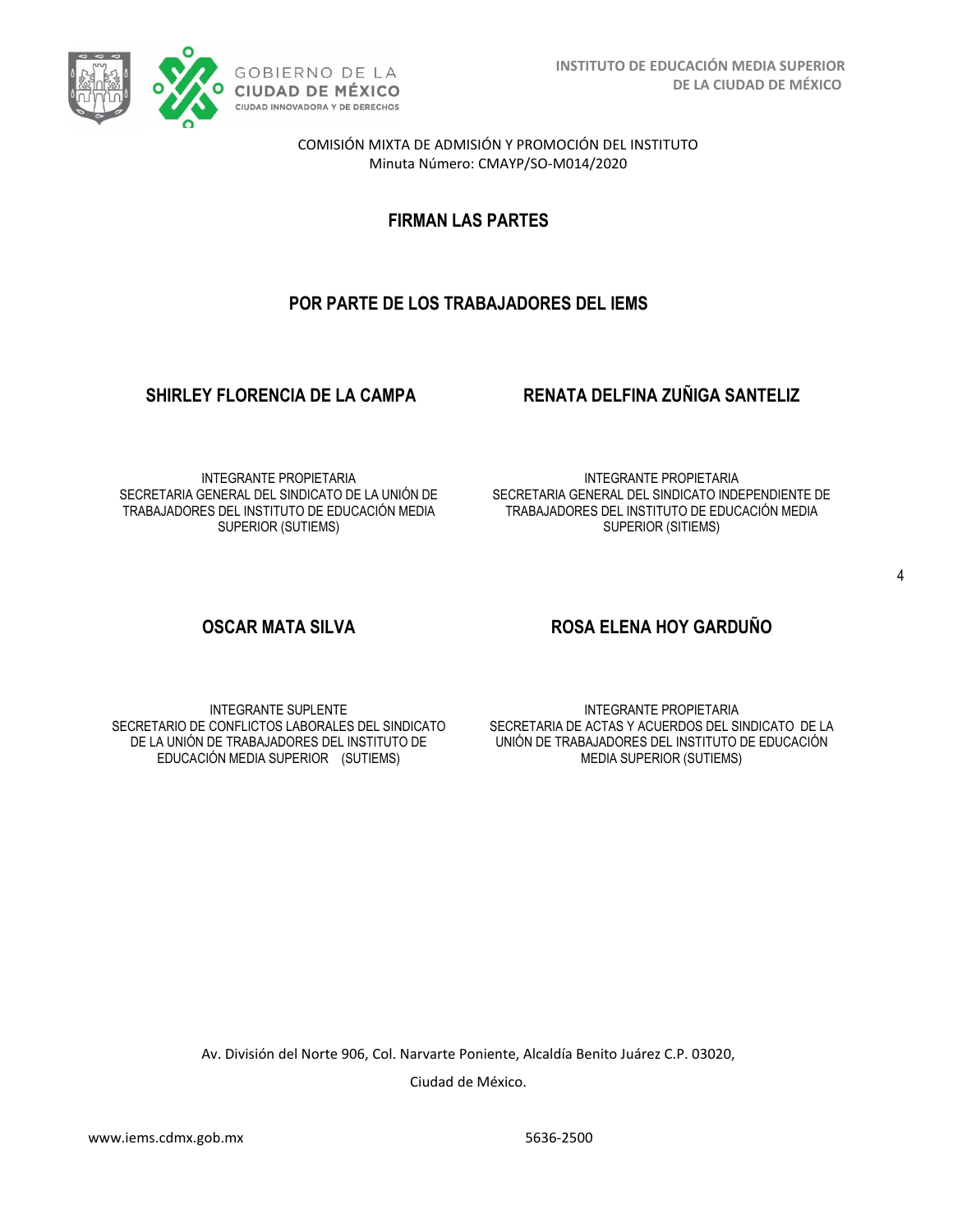COMISIÓN MIXTA DE ADMISIÓN Y PROMOCIÓN DEL INSTITUTO
Minuta Número: CMAYP/SO-M014/2020

## FIRMAN LAS PARTES

## POR PARTE DE LOS TRABAJADORES DEL IEMS

**SHIRLEY FLORENCIA DE LA CAMPA**

INTEGRANTE PROPIETARIA
SECRETARIA GENERAL DEL SINDICATO DE LA UNIÓN DE TRABAJADORES DEL INSTITUTO DE EDUCACIÓN MEDIA SUPERIOR (SUTIEMS)

**RENATA DELFINA ZUÑIGA SANTELIZ**

INTEGRANTE PROPIETARIA
SECRETARIA GENERAL DEL SINDICATO INDEPENDIENTE DE TRABAJADORES DEL INSTITUTO DE EDUCACIÓN MEDIA SUPERIOR (SITIEMS)

**OSCAR MATA SILVA**

INTEGRANTE SUPLENTE
SECRETARIO DE CONFLICTOS LABORALES DEL SINDICATO DE LA UNIÓN DE TRABAJADORES DEL INSTITUTO DE EDUCACIÓN MEDIA SUPERIOR (SUTIEMS)

**ROSA ELENA HOY GARDUÑO**

INTEGRANTE PROPIETARIA
SECRETARIA DE ACTAS Y ACUERDOS DEL SINDICATO DE LA UNIÓN DE TRABAJADORES DEL INSTITUTO DE EDUCACIÓN MEDIA SUPERIOR (SUTIEMS)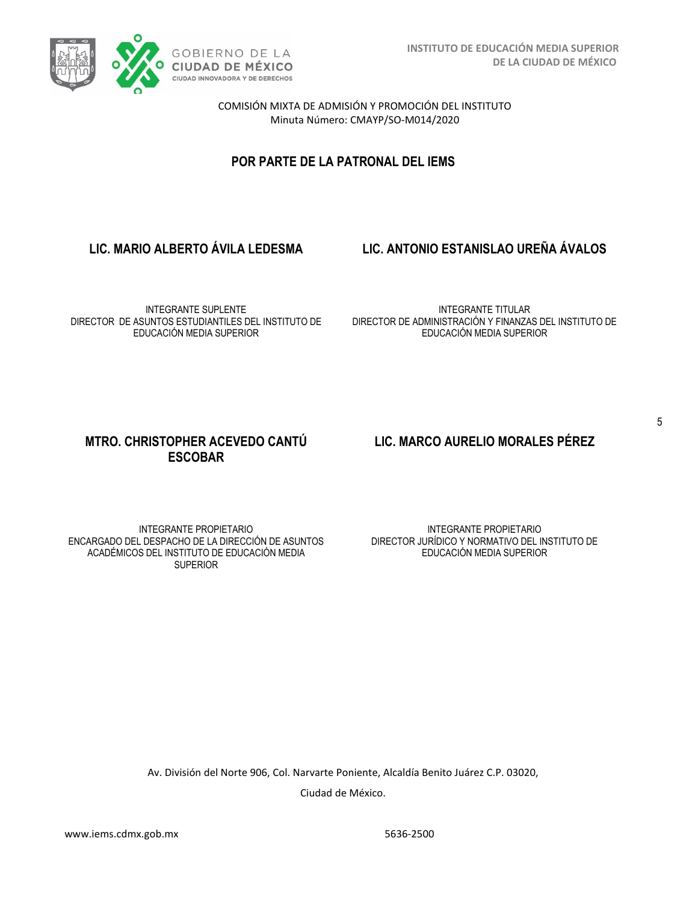COMISIÓN MIXTA DE ADMISIÓN Y PROMOCIÓN DEL INSTITUTO
Minuta Número: CMAYP/SO-M014/2020

## POR PARTE DE LA PATRONAL DEL IEMS

**LIC. MARIO ALBERTO ÁVILA LEDESMA**

INTEGRANTE SUPLENTE
DIRECTOR DE ASUNTOS ESTUDIANTILES DEL INSTITUTO DE EDUCACIÓN MEDIA SUPERIOR

**LIC. ANTONIO ESTANISLAO UREÑA ÁVALOS**

INTEGRANTE TITULAR
DIRECTOR DE ADMINISTRACIÓN Y FINANZAS DEL INSTITUTO DE EDUCACIÓN MEDIA SUPERIOR

**MTRO. CHRISTOPHER ACEVEDO CANTÚ ESCOBAR**

INTEGRANTE PROPIETARIO
ENCARGADO DEL DESPACHO DE LA DIRECCIÓN DE ASUNTOS ACADÉMICOS DEL INSTITUTO DE EDUCACIÓN MEDIA SUPERIOR

**LIC. MARCO AURELIO MORALES PÉREZ**

INTEGRANTE PROPIETARIO
DIRECTOR JURÍDICO Y NORMATIVO DEL INSTITUTO DE EDUCACIÓN MEDIA SUPERIOR